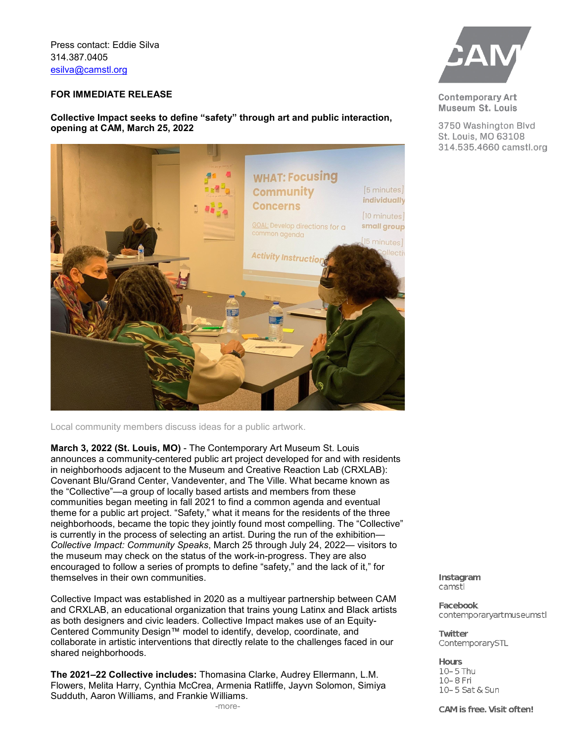Press contact: Eddie Silva
314.387.0405
esilva@camstl.org

Contemporary Art Museum St. Louis

3750 Washington Blvd
St. Louis, MO 63108
314.535.4660 camstl.org

**FOR IMMEDIATE RELEASE**

**Collective Impact seeks to define "safety" through art and public interaction, opening at CAM, March 25, 2022**

Local community members discuss ideas for a public artwork.

**March 3, 2022 (St. Louis, MO)** - The Contemporary Art Museum St. Louis announces a community-centered public art project developed for and with residents in neighborhoods adjacent to the Museum and Creative Reaction Lab (CRXLAB): Covenant Blu/Grand Center, Vandeventer, and The Ville. What became known as the "Collective"—a group of locally based artists and members from these communities began meeting in fall 2021 to find a common agenda and eventual theme for a public art project. "Safety," what it means for the residents of the three neighborhoods, became the topic they jointly found most compelling. The "Collective" is currently in the process of selecting an artist. During the run of the exhibition—*Collective Impact: Community Speaks*, March 25 through July 24, 2022— visitors to the museum may check on the status of the work-in-progress. They are also encouraged to follow a series of prompts to define "safety," and the lack of it," for themselves in their own communities.

Collective Impact was established in 2020 as a multiyear partnership between CAM and CRXLAB, an educational organization that trains young Latinx and Black artists as both designers and civic leaders. Collective Impact makes use of an Equity-Centered Community Design™ model to identify, develop, coordinate, and collaborate in artistic interventions that directly relate to the challenges faced in our shared neighborhoods.

**The 2021–22 Collective includes:** Thomasina Clarke, Audrey Ellermann, L.M. Flowers, Melita Harry, Cynthia McCrea, Armenia Ratliffe, Jayvn Solomon, Simiya Sudduth, Aaron Williams, and Frankie Williams.

-more-

**Instagram**
camstl

**Facebook**
contemporaryartmuseumstl

**Twitter**
ContemporarySTL

**Hours**
10–5 Thu
10–8 Fri
10–5 Sat & Sun

**CAM is free. Visit often!**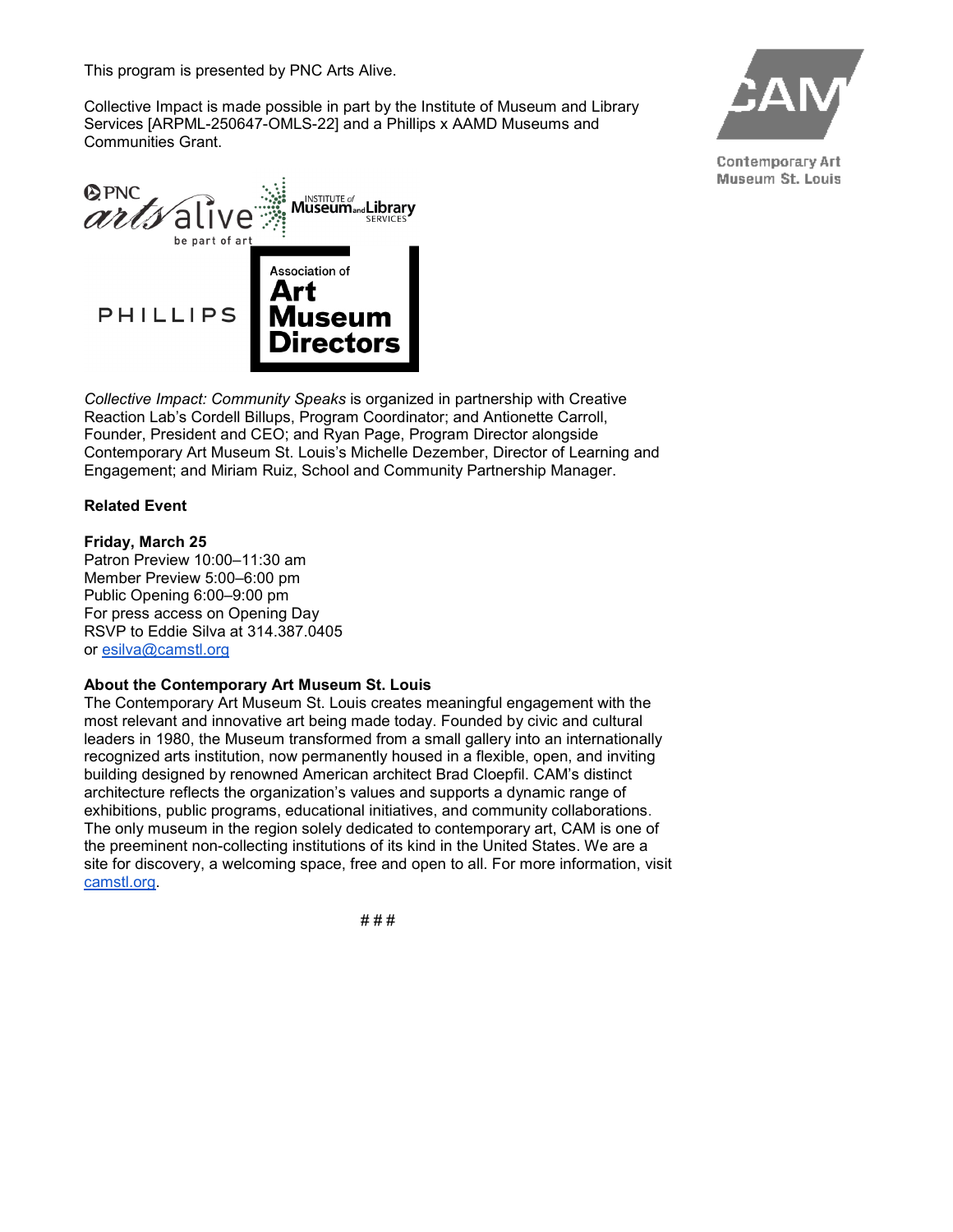This program is presented by PNC Arts Alive.

Collective Impact is made possible in part by the Institute of Museum and Library Services [ARPML-250647-OMLS-22] and a Phillips x AAMD Museums and Communities Grant.

*Collective Impact: Community Speaks* is organized in partnership with Creative Reaction Lab's Cordell Billups, Program Coordinator; and Antionette Carroll, Founder, President and CEO; and Ryan Page, Program Director alongside Contemporary Art Museum St. Louis's Michelle Dezember, Director of Learning and Engagement; and Miriam Ruiz, School and Community Partnership Manager.

**Related Event**

**Friday, March 25**
Patron Preview 10:00–11:30 am
Member Preview 5:00–6:00 pm
Public Opening 6:00–9:00 pm
For press access on Opening Day
RSVP to Eddie Silva at 314.387.0405
or esilva@camstl.org

**About the Contemporary Art Museum St. Louis**
The Contemporary Art Museum St. Louis creates meaningful engagement with the most relevant and innovative art being made today. Founded by civic and cultural leaders in 1980, the Museum transformed from a small gallery into an internationally recognized arts institution, now permanently housed in a flexible, open, and inviting building designed by renowned American architect Brad Cloepfil. CAM's distinct architecture reflects the organization's values and supports a dynamic range of exhibitions, public programs, educational initiatives, and community collaborations. The only museum in the region solely dedicated to contemporary art, CAM is one of the preeminent non-collecting institutions of its kind in the United States. We are a site for discovery, a welcoming space, free and open to all. For more information, visit camstl.org.

# # #